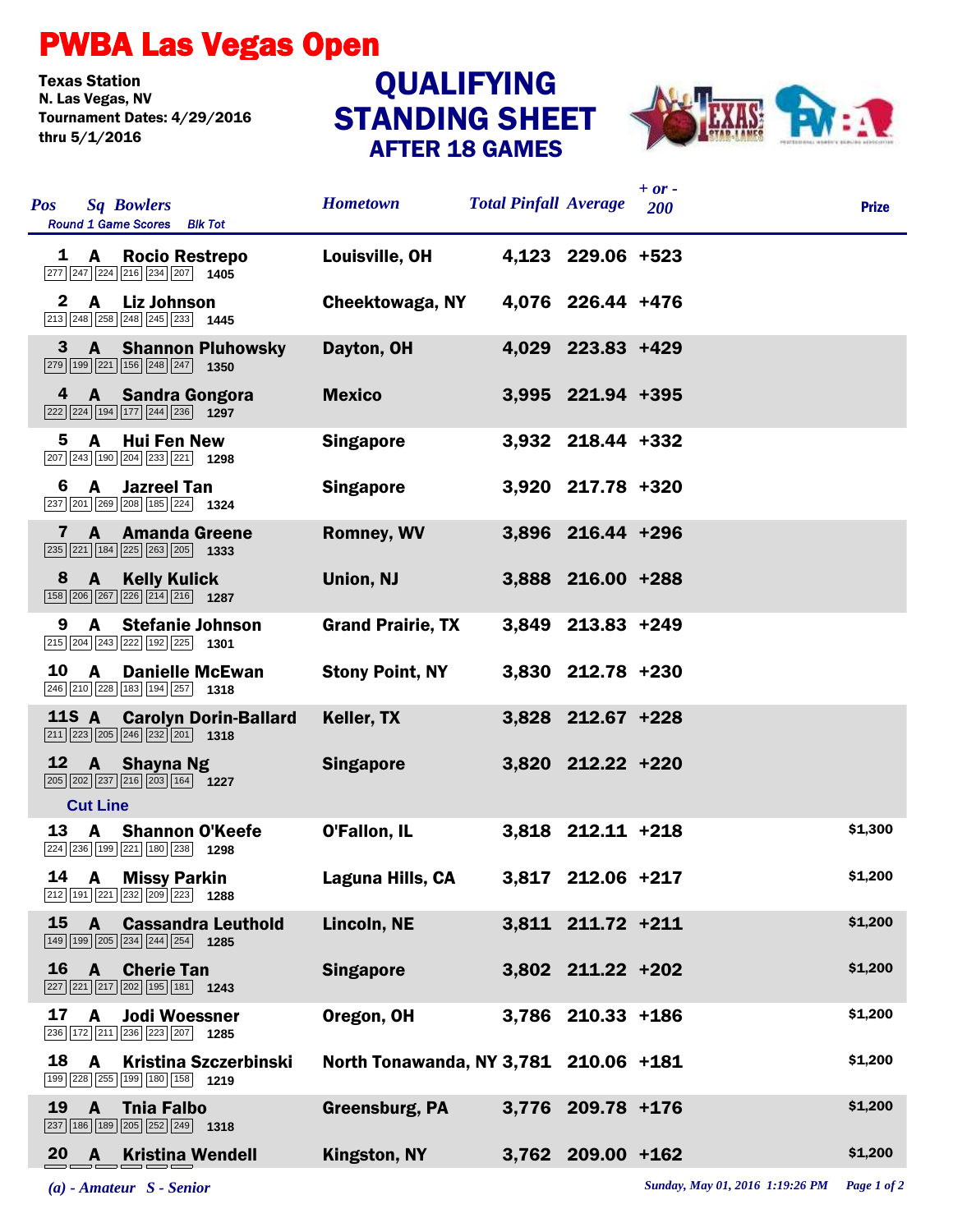# PWBA Las Vegas Open

**Texas Station**
**N. Las Vegas, NV**
**Tournament Dates: 4/29/2016 thru 5/1/2016**

## QUALIFYING STANDING SHEET
### AFTER 18 GAMES

| Pos | Sq | Bowlers | Round 1 Game Scores | Blk Tot | Hometown | Total Pinfall | Average | + or - 200 | Prize |
|---|---|---|---|---|---|---|---|---|---|
| 1 | A | Rocio Restrepo | 277 247 224 216 234 207 | 1405 | Louisville, OH | 4,123 | 229.06 | +523 | |
| 2 | A | Liz Johnson | 213 248 258 248 245 233 | 1445 | Cheektowaga, NY | 4,076 | 226.44 | +476 | |
| 3 | A | Shannon Pluhowsky | 279 199 221 156 248 247 | 1350 | Dayton, OH | 4,029 | 223.83 | +429 | |
| 4 | A | Sandra Gongora | 222 224 194 177 244 236 | 1297 | Mexico | 3,995 | 221.94 | +395 | |
| 5 | A | Hui Fen New | 207 243 190 204 233 221 | 1298 | Singapore | 3,932 | 218.44 | +332 | |
| 6 | A | Jazreel Tan | 237 201 269 208 185 224 | 1324 | Singapore | 3,920 | 217.78 | +320 | |
| 7 | A | Amanda Greene | 235 221 184 225 263 205 | 1333 | Romney, WV | 3,896 | 216.44 | +296 | |
| 8 | A | Kelly Kulick | 158 206 267 226 214 216 | 1287 | Union, NJ | 3,888 | 216.00 | +288 | |
| 9 | A | Stefanie Johnson | 215 204 243 222 192 225 | 1301 | Grand Prairie, TX | 3,849 | 213.83 | +249 | |
| 10 | A | Danielle McEwan | 246 210 228 183 194 257 | 1318 | Stony Point, NY | 3,830 | 212.78 | +230 | |
| 11S | A | Carolyn Dorin-Ballard | 211 223 205 246 232 201 | 1318 | Keller, TX | 3,828 | 212.67 | +228 | |
| 12 | A | Shayna Ng | 205 202 237 216 203 164 | 1227 | Singapore | 3,820 | 212.22 | +220 | |
| **Cut Line** | | | | | | | | | |
| 13 | A | Shannon O'Keefe | 224 236 199 221 180 238 | 1298 | O'Fallon, IL | 3,818 | 212.11 | +218 | $1,300 |
| 14 | A | Missy Parkin | 212 191 221 232 209 223 | 1288 | Laguna Hills, CA | 3,817 | 212.06 | +217 | $1,200 |
| 15 | A | Cassandra Leuthold | 149 199 205 234 244 254 | 1285 | Lincoln, NE | 3,811 | 211.72 | +211 | $1,200 |
| 16 | A | Cherie Tan | 227 221 217 202 195 181 | 1243 | Singapore | 3,802 | 211.22 | +202 | $1,200 |
| 17 | A | Jodi Woessner | 236 172 211 236 223 207 | 1285 | Oregon, OH | 3,786 | 210.33 | +186 | $1,200 |
| 18 | A | Kristina Szczerbinski | 199 228 255 199 180 158 | 1219 | North Tonawanda, NY | 3,781 | 210.06 | +181 | $1,200 |
| 19 | A | Tnia Falbo | 237 186 189 205 252 249 | 1318 | Greensburg, PA | 3,776 | 209.78 | +176 | $1,200 |
| 20 | A | Kristina Wendell | | | Kingston, NY | 3,762 | 209.00 | +162 | $1,200 |

*(a) - Amateur S - Senior*

*Sunday, May 01, 2016 1:19:26 PM*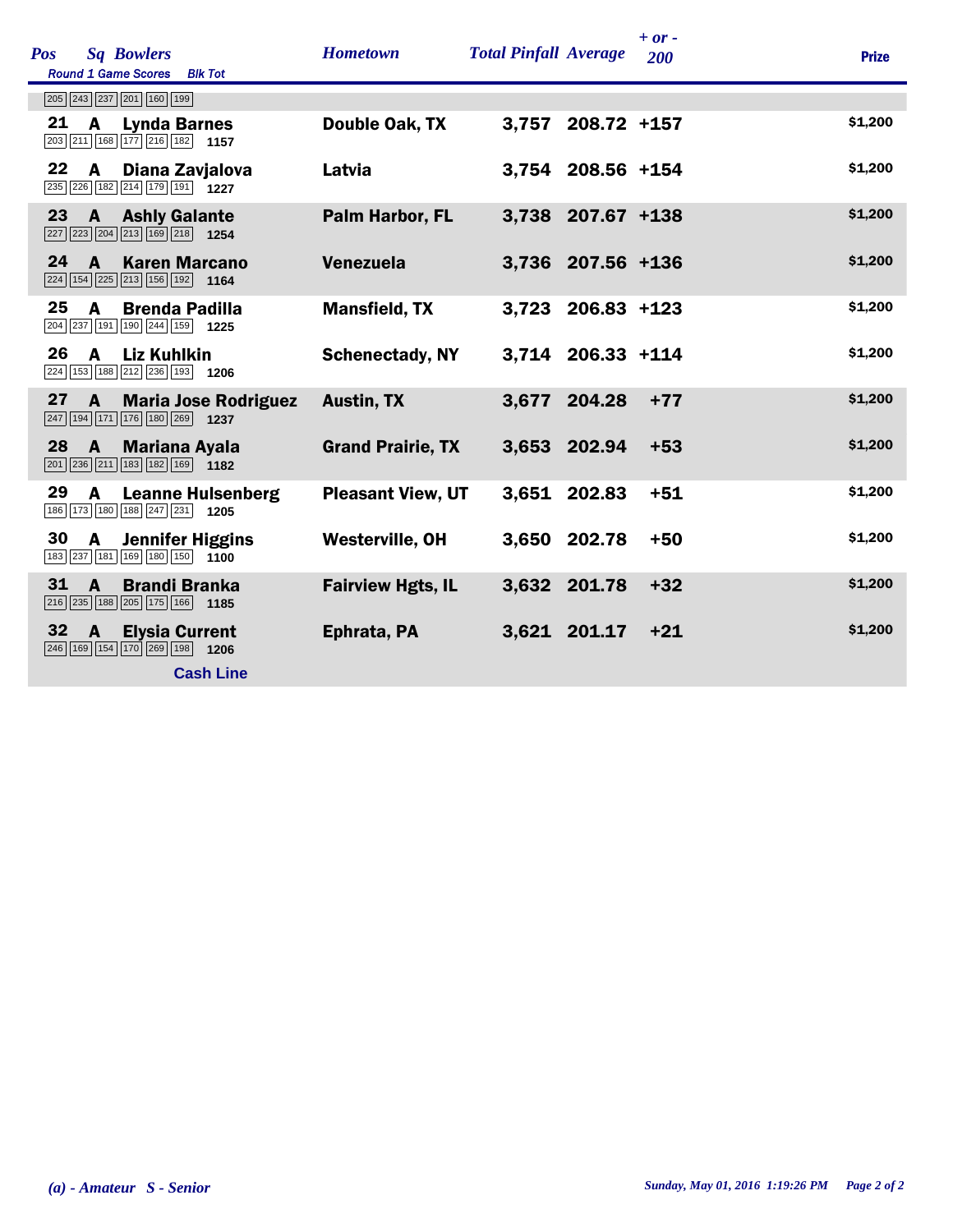| Pos | Sq | Bowlers | Round 1 Game Scores | Blk Tot | Hometown | Total Pinfall | Average | + or - 200 | Prize |
|---|---|---|---|---|---|---|---|---|---|
| | | | 205 243 237 201 160 199 | | | | | | |
| 21 | A | Lynda Barnes | 203 211 168 177 216 182 | 1157 | Double Oak, TX | 3,757 | 208.72 | +157 | $1,200 |
| 22 | A | Diana Zavjalova | 235 226 182 214 179 191 | 1227 | Latvia | 3,754 | 208.56 | +154 | $1,200 |
| 23 | A | Ashly Galante | 227 223 204 213 169 218 | 1254 | Palm Harbor, FL | 3,738 | 207.67 | +138 | $1,200 |
| 24 | A | Karen Marcano | 224 154 225 213 156 192 | 1164 | Venezuela | 3,736 | 207.56 | +136 | $1,200 |
| 25 | A | Brenda Padilla | 204 237 191 190 244 159 | 1225 | Mansfield, TX | 3,723 | 206.83 | +123 | $1,200 |
| 26 | A | Liz Kuhlkin | 224 153 188 212 236 193 | 1206 | Schenectady, NY | 3,714 | 206.33 | +114 | $1,200 |
| 27 | A | Maria Jose Rodriguez | 247 194 171 176 180 269 | 1237 | Austin, TX | 3,677 | 204.28 | +77 | $1,200 |
| 28 | A | Mariana Ayala | 201 236 211 183 182 169 | 1182 | Grand Prairie, TX | 3,653 | 202.94 | +53 | $1,200 |
| 29 | A | Leanne Hulsenberg | 186 173 180 188 247 231 | 1205 | Pleasant View, UT | 3,651 | 202.83 | +51 | $1,200 |
| 30 | A | Jennifer Higgins | 183 237 181 169 180 150 | 1100 | Westerville, OH | 3,650 | 202.78 | +50 | $1,200 |
| 31 | A | Brandi Branka | 216 235 188 205 175 166 | 1185 | Fairview Hgts, IL | 3,632 | 201.78 | +32 | $1,200 |
| 32 | A | Elysia Current | 246 169 154 170 269 198 | 1206 | Ephrata, PA | 3,621 | 201.17 | +21 | $1,200 |

**Cash Line**

*(a) - Amateur S - Senior*

*Sunday, May 01, 2016 1:19:26 PM*